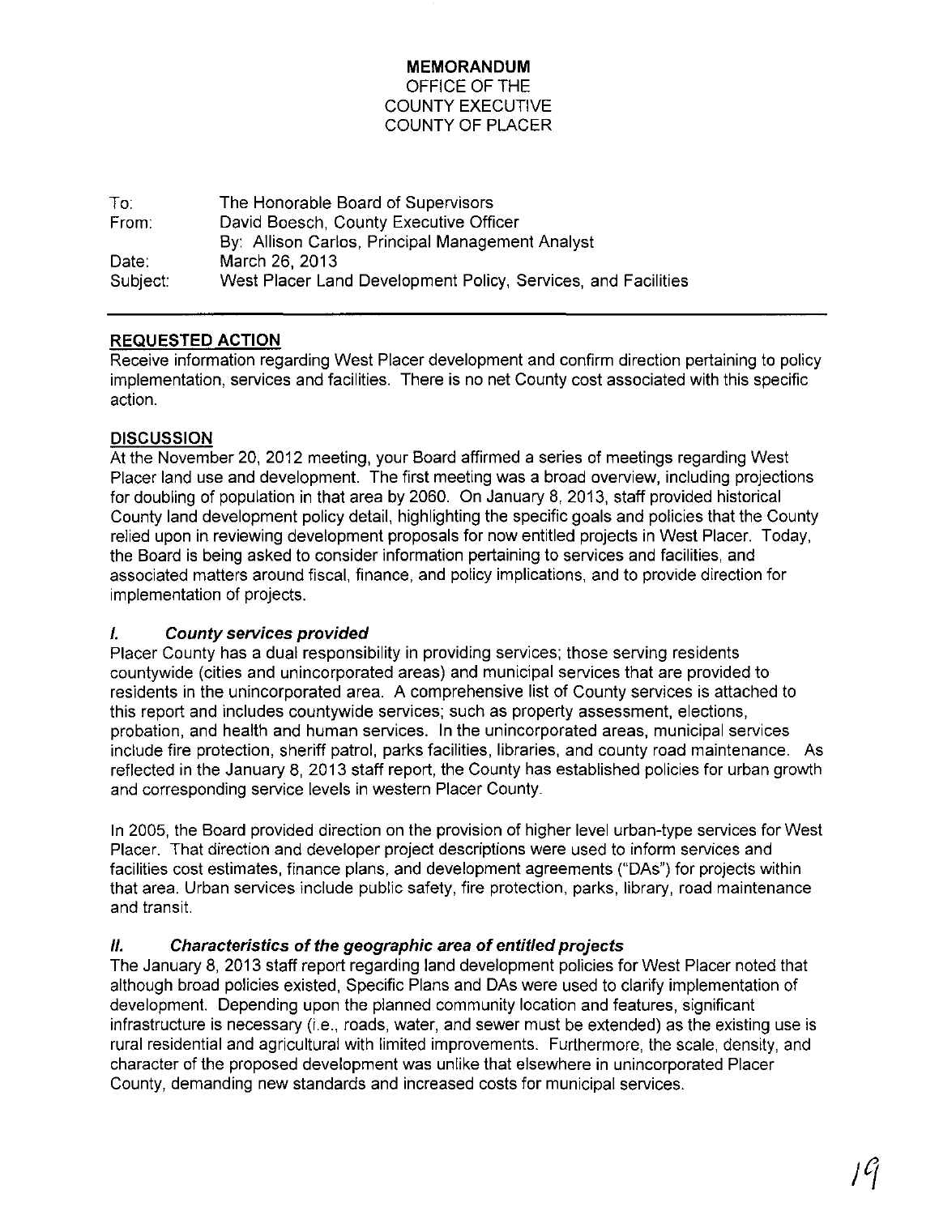**MEMORANDUM**
OFFICE OF THE
COUNTY EXECUTIVE
COUNTY OF PLACER

To: The Honorable Board of Supervisors
From: David Boesch, County Executive Officer
By: Allison Carlos, Principal Management Analyst
Date: March 26, 2013
Subject: West Placer Land Development Policy, Services, and Facilities

---

## REQUESTED ACTION

Receive information regarding West Placer development and confirm direction pertaining to policy implementation, services and facilities. There is no net County cost associated with this specific action.

## DISCUSSION

At the November 20, 2012 meeting, your Board affirmed a series of meetings regarding West Placer land use and development. The first meeting was a broad overview, including projections for doubling of population in that area by 2060. On January 8, 2013, staff provided historical County land development policy detail, highlighting the specific goals and policies that the County relied upon in reviewing development proposals for now entitled projects in West Placer. Today, the Board is being asked to consider information pertaining to services and facilities, and associated matters around fiscal, finance, and policy implications, and to provide direction for implementation of projects.

### *I. County services provided*

Placer County has a dual responsibility in providing services; those serving residents countywide (cities and unincorporated areas) and municipal services that are provided to residents in the unincorporated area. A comprehensive list of County services is attached to this report and includes countywide services; such as property assessment, elections, probation, and health and human services. In the unincorporated areas, municipal services include fire protection, sheriff patrol, parks facilities, libraries, and county road maintenance. As reflected in the January 8, 2013 staff report, the County has established policies for urban growth and corresponding service levels in western Placer County.

In 2005, the Board provided direction on the provision of higher level urban-type services for West Placer. That direction and developer project descriptions were used to inform services and facilities cost estimates, finance plans, and development agreements ("DAs") for projects within that area. Urban services include public safety, fire protection, parks, library, road maintenance and transit.

### *II. Characteristics of the geographic area of entitled projects*

The January 8, 2013 staff report regarding land development policies for West Placer noted that although broad policies existed, Specific Plans and DAs were used to clarify implementation of development. Depending upon the planned community location and features, significant infrastructure is necessary (i.e., roads, water, and sewer must be extended) as the existing use is rural residential and agricultural with limited improvements. Furthermore, the scale, density, and character of the proposed development was unlike that elsewhere in unincorporated Placer County, demanding new standards and increased costs for municipal services.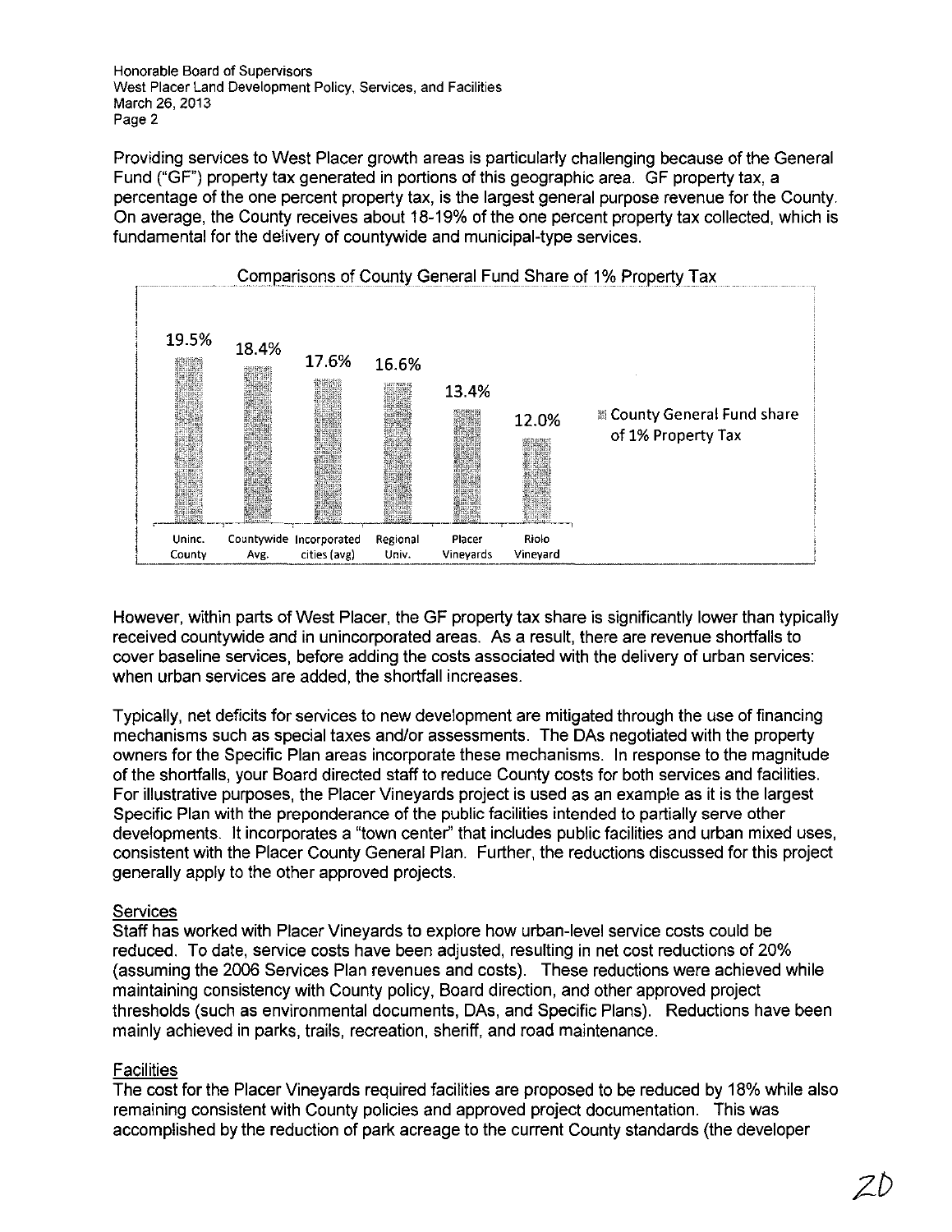Providing services to West Placer growth areas is particularly challenging because of the General Fund ("GF") property tax generated in portions of this geographic area. GF property tax, a percentage of the one percent property tax, is the largest general purpose revenue for the County. On average, the County receives about 18-19% of the one percent property tax collected, which is fundamental for the delivery of countywide and municipal-type services.

Comparisons of County General Fund Share of 1% Property Tax

| | Uninc. County | Countywide Avg. | Incorporated cities (avg) | Regional Univ. | Placer Vineyards | Riolo Vineyard |
|---|---|---|---|---|---|---|
| County General Fund share of 1% Property Tax | 19.5% | 18.4% | 17.6% | 16.6% | 13.4% | 12.0% |

However, within parts of West Placer, the GF property tax share is significantly lower than typically received countywide and in unincorporated areas. As a result, there are revenue shortfalls to cover baseline services, before adding the costs associated with the delivery of urban services: when urban services are added, the shortfall increases.

Typically, net deficits for services to new development are mitigated through the use of financing mechanisms such as special taxes and/or assessments. The DAs negotiated with the property owners for the Specific Plan areas incorporate these mechanisms. In response to the magnitude of the shortfalls, your Board directed staff to reduce County costs for both services and facilities. For illustrative purposes, the Placer Vineyards project is used as an example as it is the largest Specific Plan with the preponderance of the public facilities intended to partially serve other developments. It incorporates a "town center" that includes public facilities and urban mixed uses, consistent with the Placer County General Plan. Further, the reductions discussed for this project generally apply to the other approved projects.

## Services

Staff has worked with Placer Vineyards to explore how urban-level service costs could be reduced. To date, service costs have been adjusted, resulting in net cost reductions of 20% (assuming the 2006 Services Plan revenues and costs). These reductions were achieved while maintaining consistency with County policy, Board direction, and other approved project thresholds (such as environmental documents, DAs, and Specific Plans). Reductions have been mainly achieved in parks, trails, recreation, sheriff, and road maintenance.

## Facilities

The cost for the Placer Vineyards required facilities are proposed to be reduced by 18% while also remaining consistent with County policies and approved project documentation. This was accomplished by the reduction of park acreage to the current County standards (the developer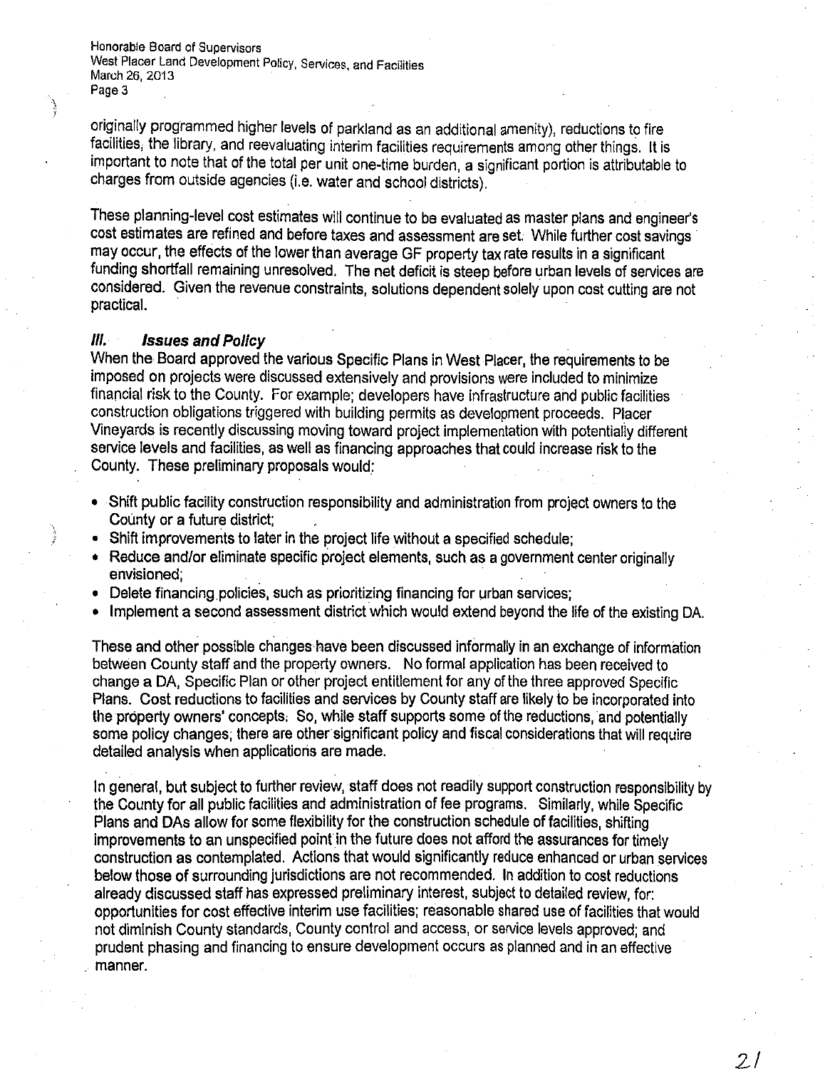originally programmed higher levels of parkland as an additional amenity), reductions to fire facilities, the library, and reevaluating interim facilities requirements among other things. It is important to note that of the total per unit one-time burden, a significant portion is attributable to charges from outside agencies (i.e. water and school districts).

These planning-level cost estimates will continue to be evaluated as master plans and engineer's cost estimates are refined and before taxes and assessment are set. While further cost savings may occur, the effects of the lower than average GF property tax rate results in a significant funding shortfall remaining unresolved. The net deficit is steep before urban levels of services are considered. Given the revenue constraints, solutions dependent solely upon cost cutting are not practical.

## *III. Issues and Policy*

When the Board approved the various Specific Plans in West Placer, the requirements to be imposed on projects were discussed extensively and provisions were included to minimize financial risk to the County. For example; developers have infrastructure and public facilities construction obligations triggered with building permits as development proceeds. Placer Vineyards is recently discussing moving toward project implementation with potentially different service levels and facilities, as well as financing approaches that could increase risk to the County. These preliminary proposals would:

- Shift public facility construction responsibility and administration from project owners to the County or a future district;
- Shift improvements to later in the project life without a specified schedule;
- Reduce and/or eliminate specific project elements, such as a government center originally envisioned;
- Delete financing policies, such as prioritizing financing for urban services;
- Implement a second assessment district which would extend beyond the life of the existing DA.

These and other possible changes have been discussed informally in an exchange of information between County staff and the property owners. No formal application has been received to change a DA, Specific Plan or other project entitlement for any of the three approved Specific Plans. Cost reductions to facilities and services by County staff are likely to be incorporated into the property owners' concepts. So, while staff supports some of the reductions, and potentially some policy changes, there are other significant policy and fiscal considerations that will require detailed analysis when applications are made.

In general, but subject to further review, staff does not readily support construction responsibility by the County for all public facilities and administration of fee programs. Similarly, while Specific Plans and DAs allow for some flexibility for the construction schedule of facilities, shifting improvements to an unspecified point in the future does not afford the assurances for timely construction as contemplated. Actions that would significantly reduce enhanced or urban services below those of surrounding jurisdictions are not recommended. In addition to cost reductions already discussed staff has expressed preliminary interest, subject to detailed review, for: opportunities for cost effective interim use facilities; reasonable shared use of facilities that would not diminish County standards, County control and access, or service levels approved; and prudent phasing and financing to ensure development occurs as planned and in an effective manner.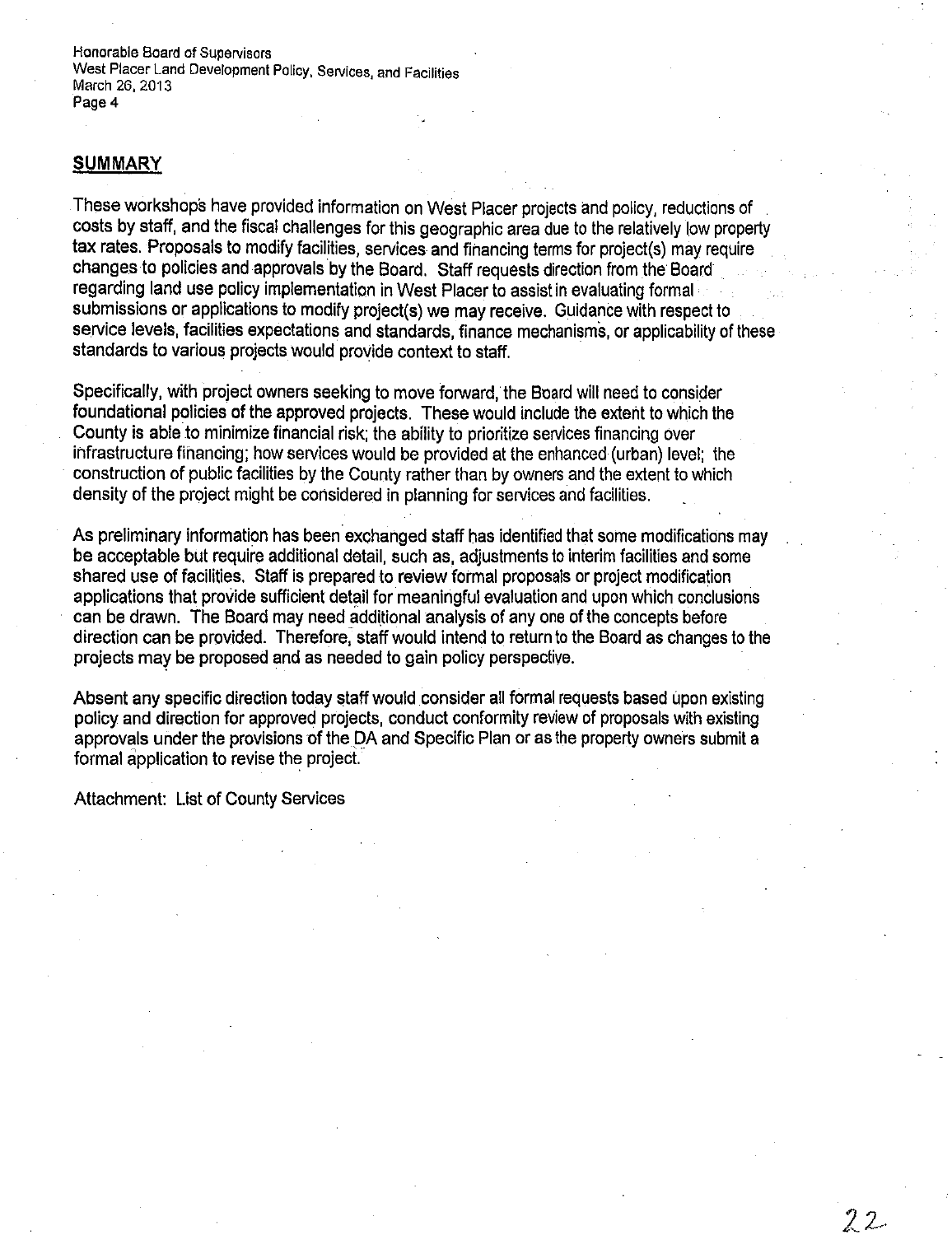## SUMMARY

These workshops have provided information on West Placer projects and policy, reductions of costs by staff, and the fiscal challenges for this geographic area due to the relatively low property tax rates. Proposals to modify facilities, services and financing terms for project(s) may require changes to policies and approvals by the Board. Staff requests direction from the Board regarding land use policy implementation in West Placer to assist in evaluating formal submissions or applications to modify project(s) we may receive. Guidance with respect to service levels, facilities expectations and standards, finance mechanisms, or applicability of these standards to various projects would provide context to staff.

Specifically, with project owners seeking to move forward, the Board will need to consider foundational policies of the approved projects. These would include the extent to which the County is able to minimize financial risk; the ability to prioritize services financing over infrastructure financing; how services would be provided at the enhanced (urban) level; the construction of public facilities by the County rather than by owners and the extent to which density of the project might be considered in planning for services and facilities.

As preliminary information has been exchanged staff has identified that some modifications may be acceptable but require additional detail, such as, adjustments to interim facilities and some shared use of facilities. Staff is prepared to review formal proposals or project modification applications that provide sufficient detail for meaningful evaluation and upon which conclusions can be drawn. The Board may need additional analysis of any one of the concepts before direction can be provided. Therefore, staff would intend to return to the Board as changes to the projects may be proposed and as needed to gain policy perspective.

Absent any specific direction today staff would consider all formal requests based upon existing policy and direction for approved projects, conduct conformity review of proposals with existing approvals under the provisions of the DA and Specific Plan or as the property owners submit a formal application to revise the project.

Attachment: List of County Services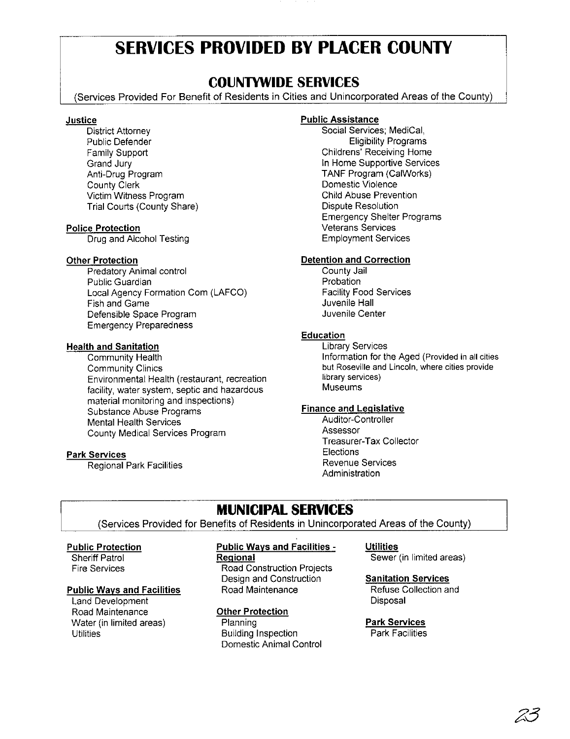# SERVICES PROVIDED BY PLACER COUNTY

## COUNTYWIDE SERVICES

(Services Provided For Benefit of Residents in Cities and Unincorporated Areas of the County)

**Justice**

- District Attorney
- Public Defender
- Family Support
- Grand Jury
- Anti-Drug Program
- County Clerk
- Victim Witness Program
- Trial Courts (County Share)

**Police Protection**

- Drug and Alcohol Testing

**Other Protection**

- Predatory Animal control
- Public Guardian
- Local Agency Formation Com (LAFCO)
- Fish and Game
- Defensible Space Program
- Emergency Preparedness

**Health and Sanitation**

- Community Health
- Community Clinics
- Environmental Health (restaurant, recreation facility, water system, septic and hazardous material monitoring and inspections)
- Substance Abuse Programs
- Mental Health Services
- County Medical Services Program

**Park Services**

- Regional Park Facilities

**Public Assistance**

- Social Services; MediCal, Eligibility Programs
- Childrens' Receiving Home
- In Home Supportive Services
- TANF Program (CalWorks)
- Domestic Violence
- Child Abuse Prevention
- Dispute Resolution
- Emergency Shelter Programs
- Veterans Services
- Employment Services

**Detention and Correction**

- County Jail
- Probation
- Facility Food Services
- Juvenile Hall
- Juvenile Center

**Education**

- Library Services
- Information for the Aged (Provided in all cities but Roseville and Lincoln, where cities provide library services)
- Museums

**Finance and Legislative**

- Auditor-Controller
- Assessor
- Treasurer-Tax Collector
- Elections
- Revenue Services
- Administration

## MUNICIPAL SERVICES

(Services Provided for Benefits of Residents in Unincorporated Areas of the County)

**Public Protection**

- Sheriff Patrol
- Fire Services

**Public Ways and Facilities**

- Land Development
- Road Maintenance
- Water (in limited areas)
- Utilities

**Public Ways and Facilities - Regional**

- Road Construction Projects
- Design and Construction
- Road Maintenance

**Other Protection**

- Planning
- Building Inspection
- Domestic Animal Control

**Utilities**

- Sewer (in limited areas)

**Sanitation Services**

- Refuse Collection and Disposal

**Park Services**

- Park Facilities